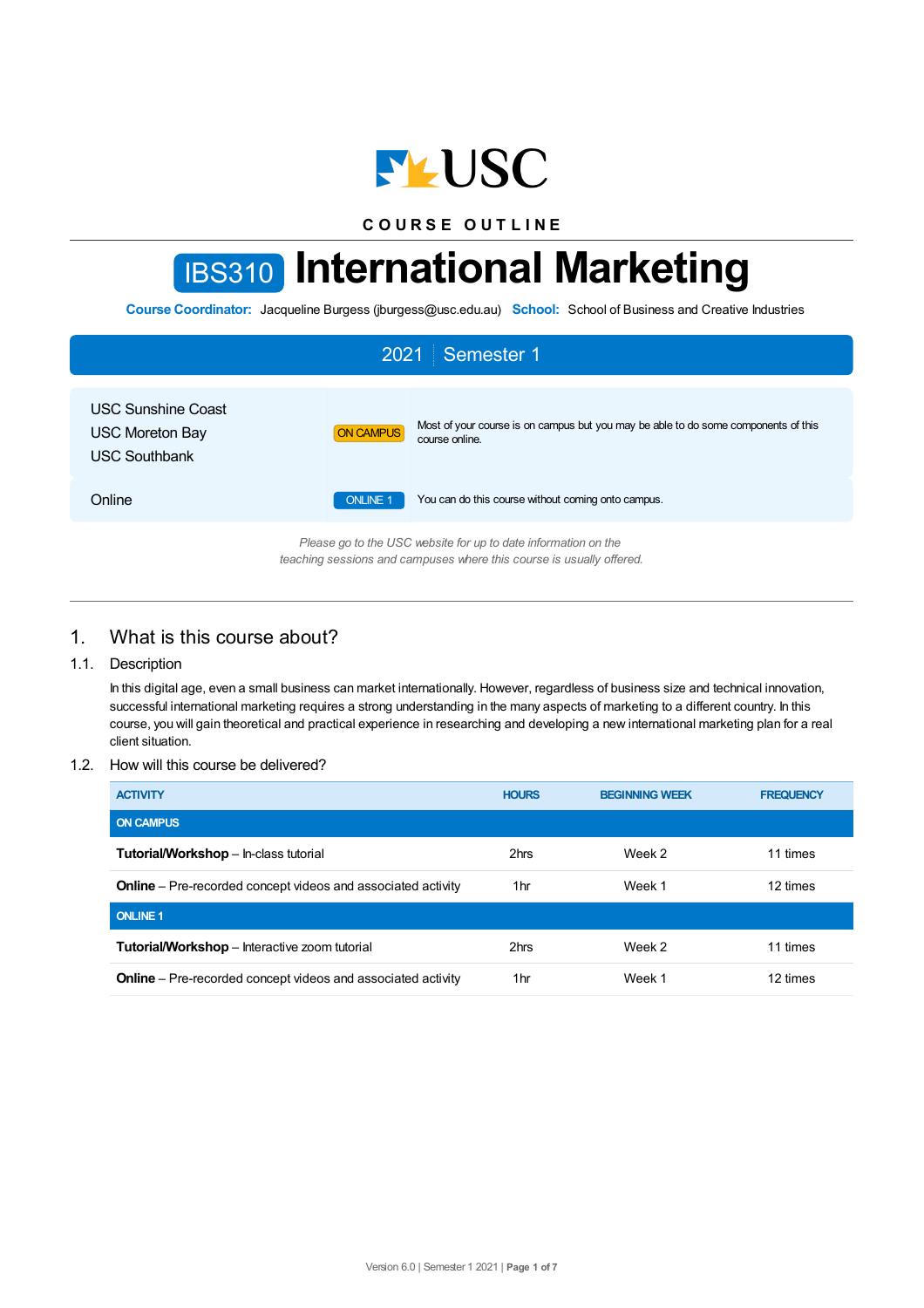USC

COURSE OUTLINE

# IBS310 International Marketing

**Course Coordinator:** Jacqueline Burgess (jburgess@usc.edu.au) **School:** School of Business and Creative Industries

## 2021 | Semester 1

| | | |
|---|---|---|
| USC Sunshine Coast<br>USC Moreton Bay<br>USC Southbank | ON CAMPUS | Most of your course is on campus but you may be able to do some components of this course online. |
| Online | ONLINE 1 | You can do this course without coming onto campus. |

*Please go to the USC website for up to date information on the teaching sessions and campuses where this course is usually offered.*

## 1. What is this course about?

### 1.1. Description

In this digital age, even a small business can market internationally. However, regardless of business size and technical innovation, successful international marketing requires a strong understanding in the many aspects of marketing to a different country. In this course, you will gain theoretical and practical experience in researching and developing a new international marketing plan for a real client situation.

### 1.2. How will this course be delivered?

| ACTIVITY | HOURS | BEGINNING WEEK | FREQUENCY |
|---|---|---|---|
| **ON CAMPUS** | | | |
| **Tutorial/Workshop** – In-class tutorial | 2hrs | Week 2 | 11 times |
| **Online** – Pre-recorded concept videos and associated activity | 1hr | Week 1 | 12 times |
| **ONLINE 1** | | | |
| **Tutorial/Workshop** – Interactive zoom tutorial | 2hrs | Week 2 | 11 times |
| **Online** – Pre-recorded concept videos and associated activity | 1hr | Week 1 | 12 times |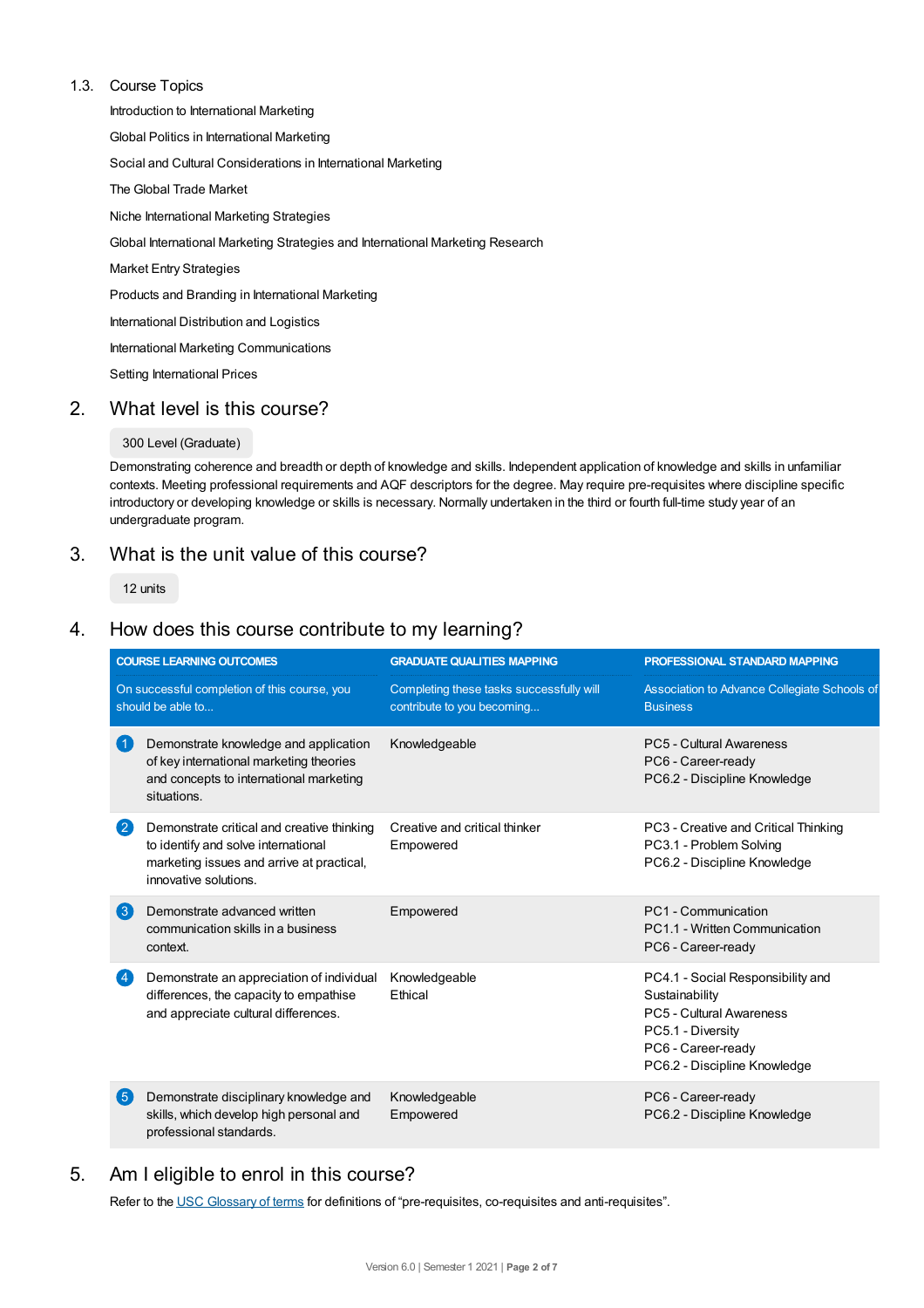### 1.3. Course Topics

Introduction to International Marketing

Global Politics in International Marketing

Social and Cultural Considerations in International Marketing

The Global Trade Market

Niche International Marketing Strategies

Global International Marketing Strategies and International Marketing Research

Market Entry Strategies

Products and Branding in International Marketing

International Distribution and Logistics

International Marketing Communications

Setting International Prices

## 2. What level is this course?

300 Level (Graduate)

Demonstrating coherence and breadth or depth of knowledge and skills. Independent application of knowledge and skills in unfamiliar contexts. Meeting professional requirements and AQF descriptors for the degree. May require pre-requisites where discipline specific introductory or developing knowledge or skills is necessary. Normally undertaken in the third or fourth full-time study year of an undergraduate program.

## 3. What is the unit value of this course?

12 units

## 4. How does this course contribute to my learning?

| COURSE LEARNING OUTCOMES | GRADUATE QUALITIES MAPPING | PROFESSIONAL STANDARD MAPPING |
|---|---|---|
| On successful completion of this course, you should be able to... | Completing these tasks successfully will contribute to you becoming... | Association to Advance Collegiate Schools of Business |
| 1 Demonstrate knowledge and application of key international marketing theories and concepts to international marketing situations. | Knowledgeable | PC5 - Cultural Awareness<br>PC6 - Career-ready<br>PC6.2 - Discipline Knowledge |
| 2 Demonstrate critical and creative thinking to identify and solve international marketing issues and arrive at practical, innovative solutions. | Creative and critical thinker<br>Empowered | PC3 - Creative and Critical Thinking<br>PC3.1 - Problem Solving<br>PC6.2 - Discipline Knowledge |
| 3 Demonstrate advanced written communication skills in a business context. | Empowered | PC1 - Communication<br>PC1.1 - Written Communication<br>PC6 - Career-ready |
| 4 Demonstrate an appreciation of individual differences, the capacity to empathise and appreciate cultural differences. | Knowledgeable<br>Ethical | PC4.1 - Social Responsibility and Sustainability<br>PC5 - Cultural Awareness<br>PC5.1 - Diversity<br>PC6 - Career-ready<br>PC6.2 - Discipline Knowledge |
| 5 Demonstrate disciplinary knowledge and skills, which develop high personal and professional standards. | Knowledgeable<br>Empowered | PC6 - Career-ready<br>PC6.2 - Discipline Knowledge |

## 5. Am I eligible to enrol in this course?

Refer to the USC Glossary of terms for definitions of "pre-requisites, co-requisites and anti-requisites".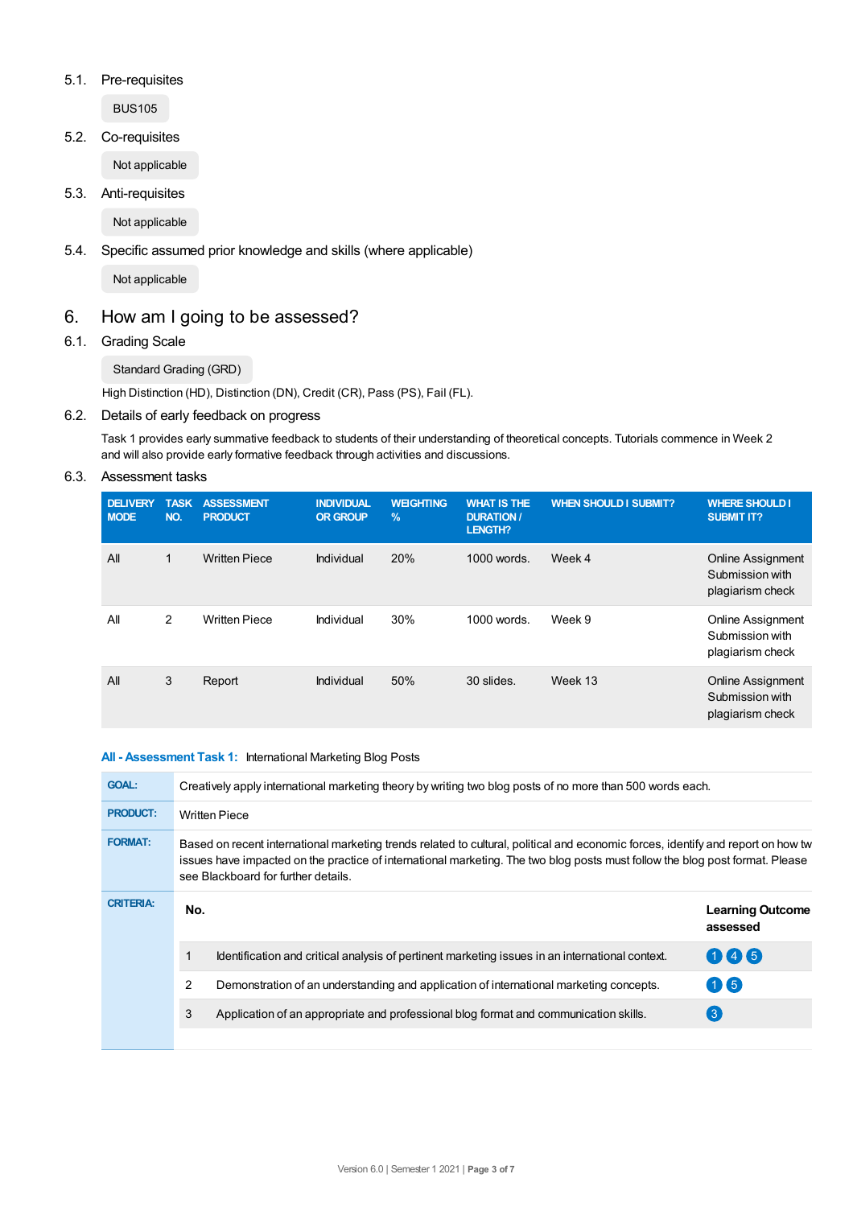### 5.1. Pre-requisites

BUS105

### 5.2. Co-requisites

Not applicable

### 5.3. Anti-requisites

Not applicable

### 5.4. Specific assumed prior knowledge and skills (where applicable)

Not applicable

## 6. How am I going to be assessed?

### 6.1. Grading Scale

Standard Grading (GRD)

High Distinction (HD), Distinction (DN), Credit (CR), Pass (PS), Fail (FL).

### 6.2. Details of early feedback on progress

Task 1 provides early summative feedback to students of their understanding of theoretical concepts. Tutorials commence in Week 2 and will also provide early formative feedback through activities and discussions.

### 6.3. Assessment tasks

| DELIVERY MODE | TASK NO. | ASSESSMENT PRODUCT | INDIVIDUAL OR GROUP | WEIGHTING % | WHAT IS THE DURATION / LENGTH? | WHEN SHOULD I SUBMIT? | WHERE SHOULD I SUBMIT IT? |
|---|---|---|---|---|---|---|---|
| All | 1 | Written Piece | Individual | 20% | 1000 words. | Week 4 | Online Assignment Submission with plagiarism check |
| All | 2 | Written Piece | Individual | 30% | 1000 words. | Week 9 | Online Assignment Submission with plagiarism check |
| All | 3 | Report | Individual | 50% | 30 slides. | Week 13 | Online Assignment Submission with plagiarism check |

**All - Assessment Task 1:** International Marketing Blog Posts

| | |
|---|---|
| **GOAL:** | Creatively apply international marketing theory by writing two blog posts of no more than 500 words each. |
| **PRODUCT:** | Written Piece |
| **FORMAT:** | Based on recent international marketing trends related to cultural, political and economic forces, identify and report on how tw issues have impacted on the practice of international marketing. The two blog posts must follow the blog post format. Please see Blackboard for further details. |

**CRITERIA:**

| No. | | Learning Outcome assessed |
|---|---|---|
| 1 | Identification and critical analysis of pertinent marketing issues in an international context. | 1 4 5 |
| 2 | Demonstration of an understanding and application of international marketing concepts. | 1 5 |
| 3 | Application of an appropriate and professional blog format and communication skills. | 3 |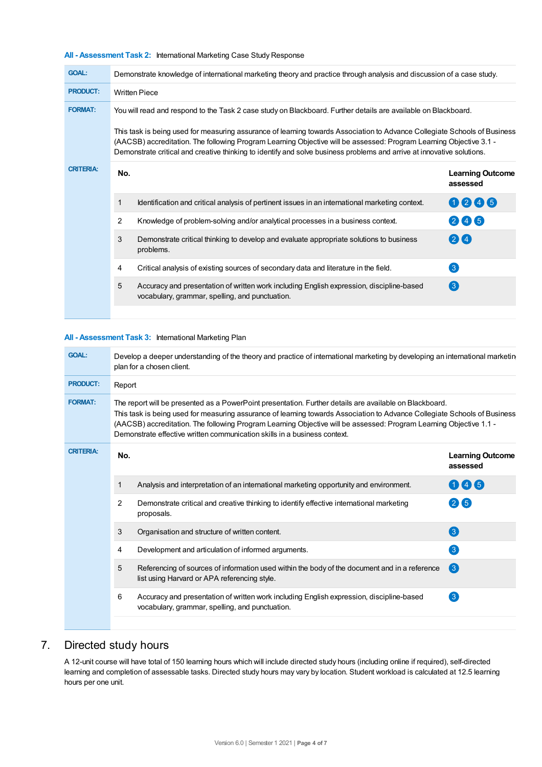**All - Assessment Task 2:** International Marketing Case Study Response

**GOAL:** Demonstrate knowledge of international marketing theory and practice through analysis and discussion of a case study.

**PRODUCT:** Written Piece

**FORMAT:** You will read and respond to the Task 2 case study on Blackboard. Further details are available on Blackboard.

This task is being used for measuring assurance of learning towards Association to Advance Collegiate Schools of Business (AACSB) accreditation. The following Program Learning Objective will be assessed: Program Learning Objective 3.1 - Demonstrate critical and creative thinking to identify and solve business problems and arrive at innovative solutions.

**CRITERIA:**

| No. | | Learning Outcome assessed |
|---|---|---|
| 1 | Identification and critical analysis of pertinent issues in an international marketing context. | 1 2 4 5 |
| 2 | Knowledge of problem-solving and/or analytical processes in a business context. | 2 4 5 |
| 3 | Demonstrate critical thinking to develop and evaluate appropriate solutions to business problems. | 2 4 |
| 4 | Critical analysis of existing sources of secondary data and literature in the field. | 3 |
| 5 | Accuracy and presentation of written work including English expression, discipline-based vocabulary, grammar, spelling, and punctuation. | 3 |

**All - Assessment Task 3:** International Marketing Plan

**GOAL:** Develop a deeper understanding of the theory and practice of international marketing by developing an international marketing plan for a chosen client.

**PRODUCT:** Report

**FORMAT:** The report will be presented as a PowerPoint presentation. Further details are available on Blackboard.
This task is being used for measuring assurance of learning towards Association to Advance Collegiate Schools of Business (AACSB) accreditation. The following Program Learning Objective will be assessed: Program Learning Objective 1.1 - Demonstrate effective written communication skills in a business context.

**CRITERIA:**

| No. | | Learning Outcome assessed |
|---|---|---|
| 1 | Analysis and interpretation of an international marketing opportunity and environment. | 1 4 5 |
| 2 | Demonstrate critical and creative thinking to identify effective international marketing proposals. | 2 5 |
| 3 | Organisation and structure of written content. | 3 |
| 4 | Development and articulation of informed arguments. | 3 |
| 5 | Referencing of sources of information used within the body of the document and in a reference list using Harvard or APA referencing style. | 3 |
| 6 | Accuracy and presentation of written work including English expression, discipline-based vocabulary, grammar, spelling, and punctuation. | 3 |

## 7. Directed study hours

A 12-unit course will have total of 150 learning hours which will include directed study hours (including online if required), self-directed learning and completion of assessable tasks. Directed study hours may vary by location. Student workload is calculated at 12.5 learning hours per one unit.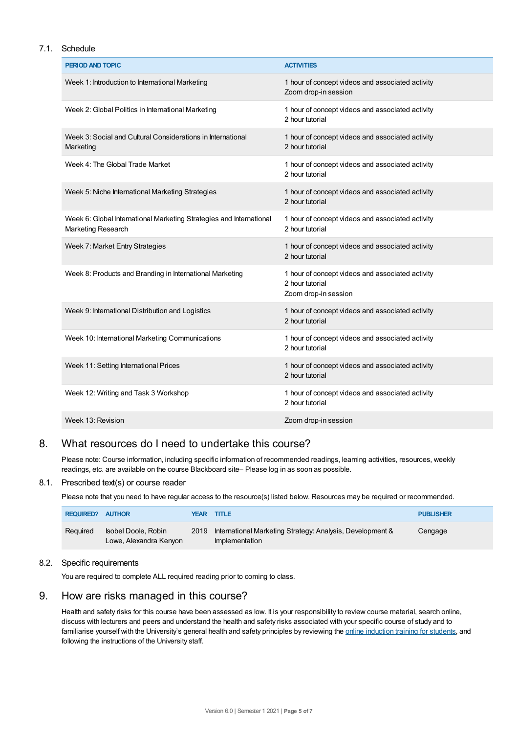### 7.1. Schedule

| PERIOD AND TOPIC | ACTIVITIES |
| --- | --- |
| Week 1: Introduction to International Marketing | 1 hour of concept videos and associated activity<br>Zoom drop-in session |
| Week 2: Global Politics in International Marketing | 1 hour of concept videos and associated activity<br>2 hour tutorial |
| Week 3: Social and Cultural Considerations in International Marketing | 1 hour of concept videos and associated activity<br>2 hour tutorial |
| Week 4: The Global Trade Market | 1 hour of concept videos and associated activity<br>2 hour tutorial |
| Week 5: Niche International Marketing Strategies | 1 hour of concept videos and associated activity<br>2 hour tutorial |
| Week 6: Global International Marketing Strategies and International Marketing Research | 1 hour of concept videos and associated activity<br>2 hour tutorial |
| Week 7: Market Entry Strategies | 1 hour of concept videos and associated activity<br>2 hour tutorial |
| Week 8: Products and Branding in International Marketing | 1 hour of concept videos and associated activity<br>2 hour tutorial<br>Zoom drop-in session |
| Week 9: International Distribution and Logistics | 1 hour of concept videos and associated activity<br>2 hour tutorial |
| Week 10: International Marketing Communications | 1 hour of concept videos and associated activity<br>2 hour tutorial |
| Week 11: Setting International Prices | 1 hour of concept videos and associated activity<br>2 hour tutorial |
| Week 12: Writing and Task 3 Workshop | 1 hour of concept videos and associated activity<br>2 hour tutorial |
| Week 13: Revision | Zoom drop-in session |

## 8. What resources do I need to undertake this course?

Please note: Course information, including specific information of recommended readings, learning activities, resources, weekly readings, etc. are available on the course Blackboard site– Please log in as soon as possible.

### 8.1. Prescribed text(s) or course reader

Please note that you need to have regular access to the resource(s) listed below. Resources may be required or recommended.

| REQUIRED? | AUTHOR | YEAR | TITLE | PUBLISHER |
| --- | --- | --- | --- | --- |
| Required | Isobel Doole, Robin Lowe, Alexandra Kenyon | 2019 | International Marketing Strategy: Analysis, Development & Implementation | Cengage |

### 8.2. Specific requirements

You are required to complete ALL required reading prior to coming to class.

## 9. How are risks managed in this course?

Health and safety risks for this course have been assessed as low. It is your responsibility to review course material, search online, discuss with lecturers and peers and understand the health and safety risks associated with your specific course of study and to familiarise yourself with the University's general health and safety principles by reviewing the online induction training for students, and following the instructions of the University staff.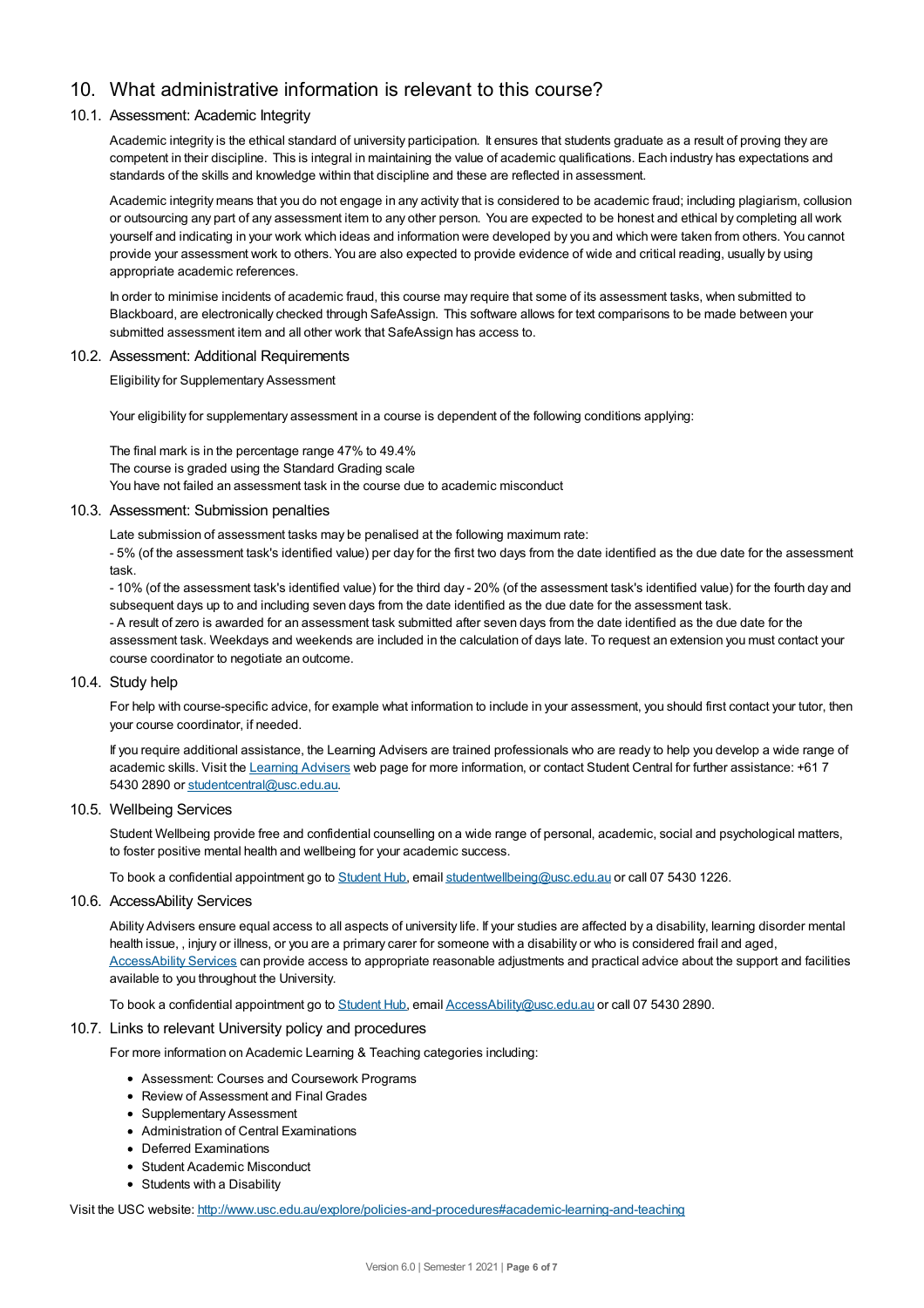## 10. What administrative information is relevant to this course?

### 10.1. Assessment: Academic Integrity

Academic integrity is the ethical standard of university participation. It ensures that students graduate as a result of proving they are competent in their discipline. This is integral in maintaining the value of academic qualifications. Each industry has expectations and standards of the skills and knowledge within that discipline and these are reflected in assessment.

Academic integrity means that you do not engage in any activity that is considered to be academic fraud; including plagiarism, collusion or outsourcing any part of any assessment item to any other person. You are expected to be honest and ethical by completing all work yourself and indicating in your work which ideas and information were developed by you and which were taken from others. You cannot provide your assessment work to others. You are also expected to provide evidence of wide and critical reading, usually by using appropriate academic references.

In order to minimise incidents of academic fraud, this course may require that some of its assessment tasks, when submitted to Blackboard, are electronically checked through SafeAssign. This software allows for text comparisons to be made between your submitted assessment item and all other work that SafeAssign has access to.

### 10.2. Assessment: Additional Requirements

Eligibility for Supplementary Assessment

Your eligibility for supplementary assessment in a course is dependent of the following conditions applying:

The final mark is in the percentage range 47% to 49.4%
The course is graded using the Standard Grading scale
You have not failed an assessment task in the course due to academic misconduct

### 10.3. Assessment: Submission penalties

Late submission of assessment tasks may be penalised at the following maximum rate:
- 5% (of the assessment task's identified value) per day for the first two days from the date identified as the due date for the assessment task.
- 10% (of the assessment task's identified value) for the third day - 20% (of the assessment task's identified value) for the fourth day and subsequent days up to and including seven days from the date identified as the due date for the assessment task.
- A result of zero is awarded for an assessment task submitted after seven days from the date identified as the due date for the assessment task. Weekdays and weekends are included in the calculation of days late. To request an extension you must contact your course coordinator to negotiate an outcome.

### 10.4. Study help

For help with course-specific advice, for example what information to include in your assessment, you should first contact your tutor, then your course coordinator, if needed.

If you require additional assistance, the Learning Advisers are trained professionals who are ready to help you develop a wide range of academic skills. Visit the Learning Advisers web page for more information, or contact Student Central for further assistance: +61 7 5430 2890 or studentcentral@usc.edu.au.

### 10.5. Wellbeing Services

Student Wellbeing provide free and confidential counselling on a wide range of personal, academic, social and psychological matters, to foster positive mental health and wellbeing for your academic success.

To book a confidential appointment go to Student Hub, email studentwellbeing@usc.edu.au or call 07 5430 1226.

### 10.6. AccessAbility Services

Ability Advisers ensure equal access to all aspects of university life. If your studies are affected by a disability, learning disorder mental health issue, , injury or illness, or you are a primary carer for someone with a disability or who is considered frail and aged, AccessAbility Services can provide access to appropriate reasonable adjustments and practical advice about the support and facilities available to you throughout the University.

To book a confidential appointment go to Student Hub, email AccessAbility@usc.edu.au or call 07 5430 2890.

### 10.7. Links to relevant University policy and procedures

For more information on Academic Learning & Teaching categories including:

- Assessment: Courses and Coursework Programs
- Review of Assessment and Final Grades
- Supplementary Assessment
- Administration of Central Examinations
- Deferred Examinations
- Student Academic Misconduct
- Students with a Disability

Visit the USC website: http://www.usc.edu.au/explore/policies-and-procedures#academic-learning-and-teaching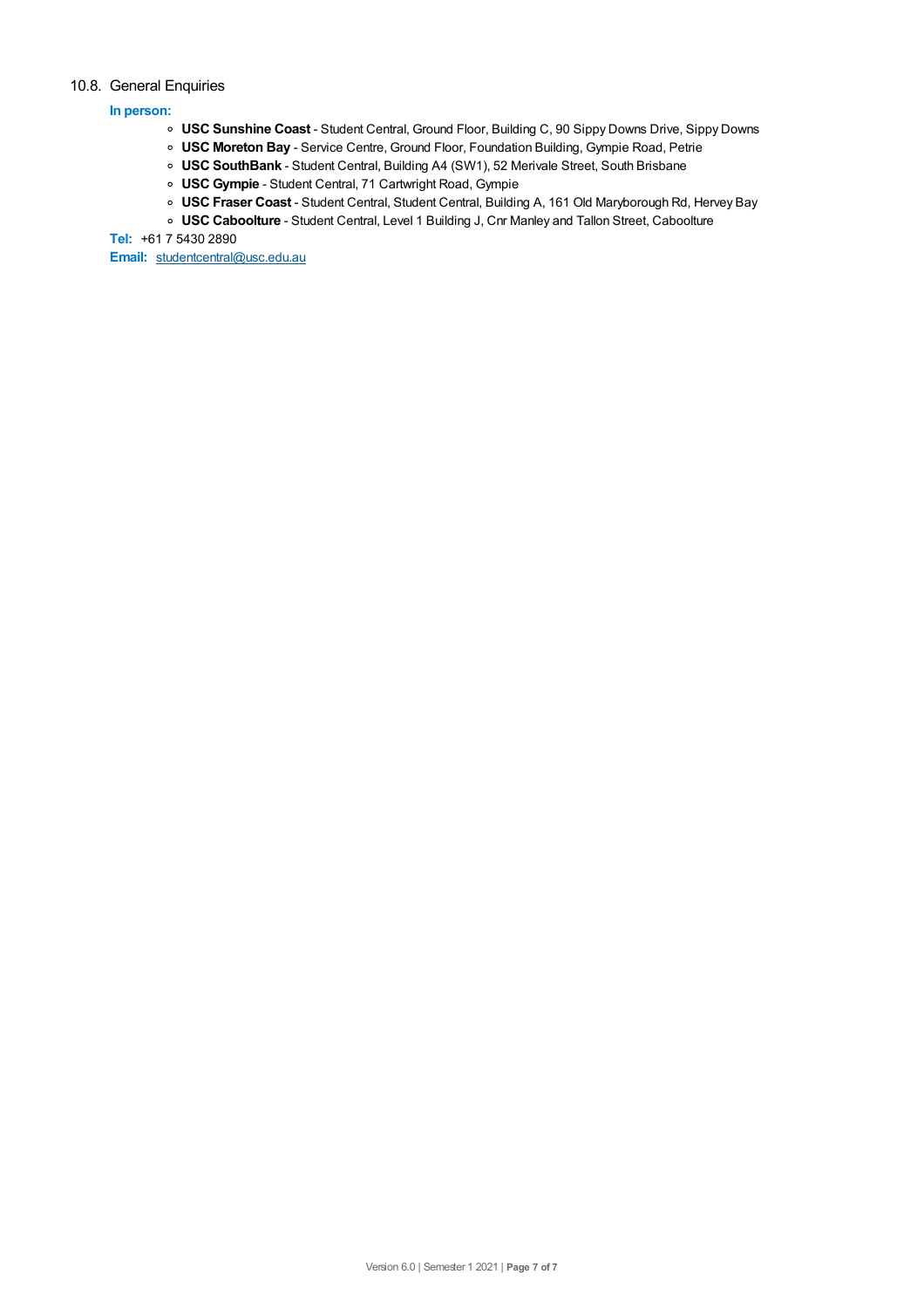### 10.8. General Enquiries

**In person:**

- **USC Sunshine Coast** - Student Central, Ground Floor, Building C, 90 Sippy Downs Drive, Sippy Downs
- **USC Moreton Bay** - Service Centre, Ground Floor, Foundation Building, Gympie Road, Petrie
- **USC SouthBank** - Student Central, Building A4 (SW1), 52 Merivale Street, South Brisbane
- **USC Gympie** - Student Central, 71 Cartwright Road, Gympie
- **USC Fraser Coast** - Student Central, Student Central, Building A, 161 Old Maryborough Rd, Hervey Bay
- **USC Caboolture** - Student Central, Level 1 Building J, Cnr Manley and Tallon Street, Caboolture

**Tel:** +61 7 5430 2890

**Email:** studentcentral@usc.edu.au